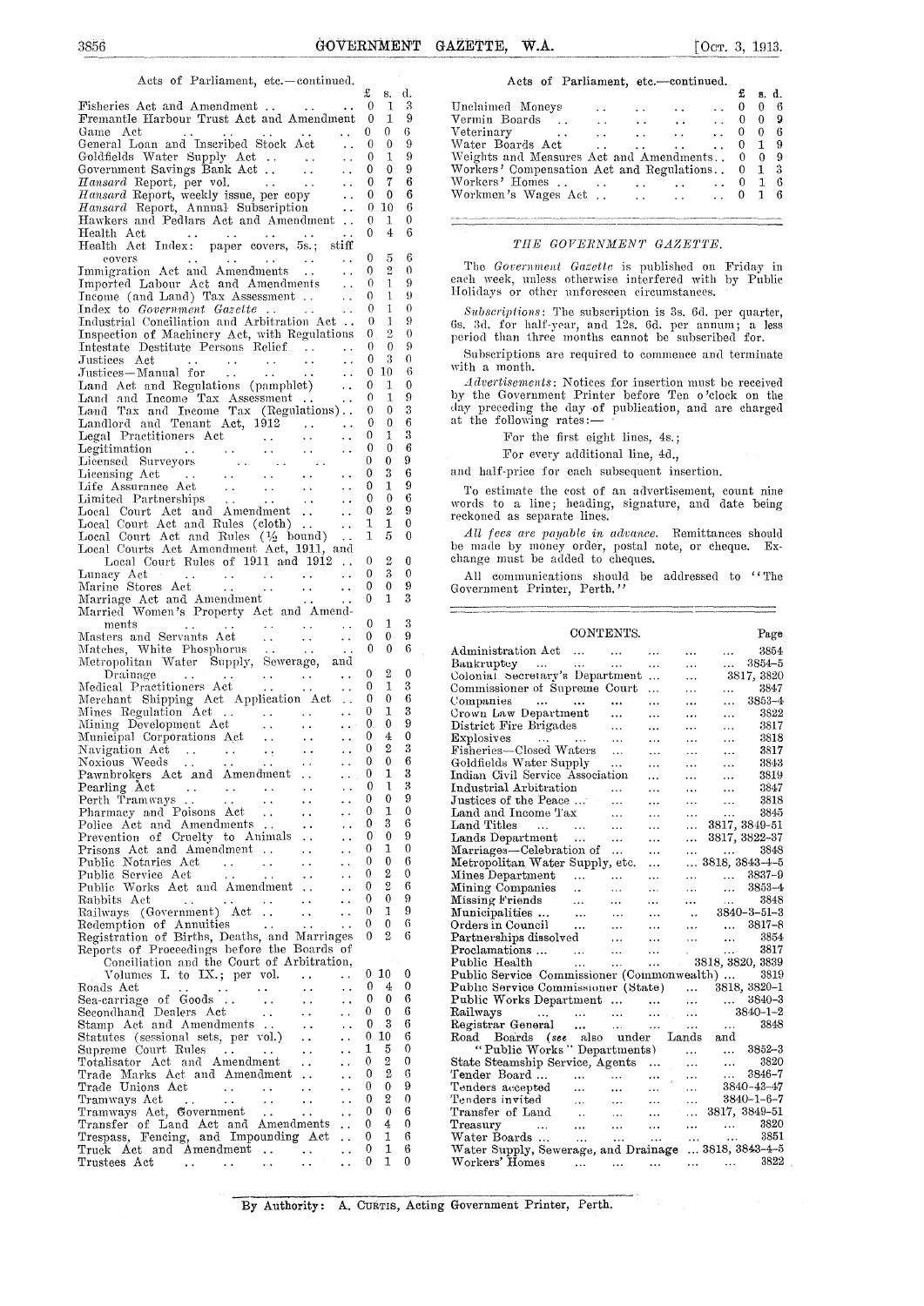Acts of Parliament, etc.—continued.

| | £ | s. | d. |
|---|---|---|---|
| Fisheries Act and Amendment .. .. .. | 0 | 1 | 3 |
| Fremantle Harbour Trust Act and Amendment | 0 | 1 | 9 |
| Game Act .. .. .. .. .. | 0 | 0 | 6 |
| General Loan and Inscribed Stock Act .. | 0 | 0 | 9 |
| Goldfields Water Supply Act .. .. .. | 0 | 1 | 9 |
| Government Savings Bank Act .. .. .. | 0 | 0 | 9 |
| *Hansard* Report, per vol. .. .. .. | 0 | 7 | 6 |
| *Hansard* Report, weekly issue, per copy .. | 0 | 0 | 6 |
| *Hansard* Report, Annual Subscription .. | 0 | 10 | 6 |
| Hawkers and Pedlars Act and Amendment .. | 0 | 1 | 0 |
| Health Act .. .. .. .. .. | 0 | 4 | 6 |
| Health Act Index: paper covers, 5s.; stiff covers .. .. .. .. .. | 0 | 5 | 6 |
| Immigration Act and Amendments .. .. | 0 | 2 | 0 |
| Imported Labour Act and Amendments .. | 0 | 1 | 9 |
| Income (and Land) Tax Assessment .. .. | 0 | 1 | 9 |
| Index to *Government Gazette* .. .. .. | 0 | 1 | 0 |
| Industrial Conciliation and Arbitration Act .. | 0 | 1 | 9 |
| Inspection of Machinery Act, with Regulations | 0 | 2 | 0 |
| Intestate Destitute Persons Relief .. .. | 0 | 0 | 9 |
| Justices Act .. .. .. .. .. | 0 | 3 | 0 |
| Justices—Manual for .. .. .. .. | 0 | 10 | 6 |
| Land Act and Regulations (pamphlet) .. | 0 | 1 | 0 |
| Land and Income Tax Assessment .. .. | 0 | 1 | 9 |
| Land Tax and Income Tax (Regulations).. | 0 | 0 | 3 |
| Landlord and Tenant Act, 1912 .. .. | 0 | 0 | 6 |
| Legal Practitioners Act .. .. .. | 0 | 1 | 3 |
| Legitimation .. .. .. .. .. | 0 | 0 | 6 |
| Licensed Surveyors .. .. .. .. | 0 | 0 | 9 |
| Licensing Act .. .. .. .. .. | 0 | 3 | 6 |
| Life Assurance Act .. .. .. .. | 0 | 1 | 9 |
| Limited Partnerships .. .. .. .. | 0 | 0 | 6 |
| Local Court Act and Amendment .. .. | 0 | 2 | 9 |
| Local Court Act and Rules (cloth) .. .. | 1 | 1 | 0 |
| Local Court Act and Rules (½ bound) .. | 1 | 5 | 0 |
| Local Courts Act Amendment Act, 1911, and Local Court Rules of 1911 and 1912 .. | 0 | 2 | 0 |
| Lunacy Act .. .. .. .. .. | 0 | 3 | 0 |
| Marine Stores Act .. .. .. .. | 0 | 0 | 9 |
| Marriage Act and Amendment .. .. | 0 | 1 | 3 |
| Married Women's Property Act and Amendments .. .. .. .. .. | 0 | 1 | 3 |
| Masters and Servants Act .. .. .. | 0 | 0 | 9 |
| Matches, White Phosphorus .. .. .. | 0 | 0 | 6 |
| Metropolitan Water Supply, Sewerage, and Drainage .. .. .. .. .. | 0 | 2 | 0 |
| Medical Practitioners Act .. .. .. | 0 | 1 | 3 |
| Merchant Shipping Act Application Act .. | 0 | 0 | 6 |
| Mines Regulation Act .. .. .. .. | 0 | 1 | 3 |
| Mining Development Act .. .. .. | 0 | 0 | 9 |
| Municipal Corporations Act .. .. .. | 0 | 4 | 0 |
| Navigation Act .. .. .. .. .. | 0 | 2 | 3 |
| Noxious Weeds .. .. .. .. .. | 0 | 0 | 6 |
| Pawnbrokers Act and Amendment .. .. | 0 | 1 | 3 |
| Pearling Act .. .. .. .. .. | 0 | 1 | 3 |
| Perth Tramways .. .. .. .. .. | 0 | 0 | 9 |
| Pharmacy and Poisons Act .. .. .. | 0 | 1 | 0 |
| Police Act and Amendments .. .. .. | 0 | 3 | 6 |
| Prevention of Cruelty to Animals .. .. | 0 | 0 | 9 |
| Prisons Act and Amendment .. .. .. | 0 | 1 | 0 |
| Public Notaries Act .. .. .. .. | 0 | 0 | 6 |
| Public Service Act .. .. .. .. | 0 | 2 | 0 |
| Public Works Act and Amendment .. .. | 0 | 2 | 6 |
| Rabbits Act .. .. .. .. .. | 0 | 0 | 9 |
| Railways (Government) Act .. .. .. | 0 | 1 | 9 |
| Redemption of Annuities .. .. .. | 0 | 0 | 6 |
| Registration of Births, Deaths, and Marriages | 0 | 2 | 6 |
| Reports of Proceedings before the Boards of Conciliation and the Court of Arbitration, Volumes I. to IX.; per vol. .. .. | 0 | 10 | 0 |
| Roads Act .. .. .. .. .. | 0 | 4 | 0 |
| Sea-carriage of Goods .. .. .. .. | 0 | 0 | 6 |
| Secondhand Dealers Act .. .. .. | 0 | 0 | 6 |
| Stamp Act and Amendments .. .. .. | 0 | 3 | 6 |
| Statutes (sessional sets, per vol.) .. .. | 0 | 10 | 6 |
| Supreme Court Rules .. .. .. .. | 1 | 5 | 0 |
| Totalisator Act and Amendment .. .. | 0 | 2 | 0 |
| Trade Marks Act and Amendment .. .. | 0 | 2 | 6 |
| Trade Unions Act .. .. .. .. | 0 | 0 | 9 |
| Tramways Act .. .. .. .. .. | 0 | 2 | 0 |
| Tramways Act, Government .. .. .. | 0 | 0 | 6 |
| Transfer of Land Act and Amendments .. | 0 | 4 | 0 |
| Trespass, Fencing, and Impounding Act .. | 0 | 1 | 6 |
| Truck Act and Amendment .. .. .. | 0 | 1 | 6 |
| Trustees Act .. .. .. .. .. | 0 | 1 | 0 |

Acts of Parliament, etc.—continued.

| | £ | s. | d. |
|---|---|---|---|
| Unclaimed Moneys .. .. .. .. | 0 | 0 | 6 |
| Vermin Boards .. .. .. .. .. | 0 | 0 | 9 |
| Veterinary .. .. .. .. .. | 0 | 0 | 6 |
| Water Boards Act .. .. .. .. | 0 | 1 | 9 |
| Weights and Measures Act and Amendments.. | 0 | 0 | 9 |
| Workers' Compensation Act and Regulations.. | 0 | 1 | 3 |
| Workers' Homes .. .. .. .. .. | 0 | 1 | 6 |
| Workmen's Wages Act .. .. .. .. | 0 | 1 | 6 |

## *THE GOVERNMENT GAZETTE.*

The *Government Gazette* is published on Friday in each week, unless otherwise interfered with by Public Holidays or other unforeseen circumstances.

*Subscriptions*: The subscription is 3s. 6d. per quarter, 6s. 3d. for half-year, and 12s. 6d. per annum; a less period than three months cannot be subscribed for.

Subscriptions are required to commence and terminate with a month.

*Advertisements*: Notices for insertion must be received by the Government Printer before Ten o'clock on the day preceding the day of publication, and are charged at the following rates:—

For the first eight lines, 4s.;

For every additional line, 4d.,

and half-price for each subsequent insertion.

To estimate the cost of an advertisement, count nine words to a line; heading, signature, and date being reckoned as separate lines.

*All fees are payable in advance.* Remittances should be made by money order, postal note, or cheque. Exchange must be added to cheques.

All communications should be addressed to "The Government Printer, Perth."

## CONTENTS.

| | Page |
|---|---|
| Administration Act ... | 3854 |
| Bankruptcy ... | 3854–5 |
| Colonial Secretary's Department ... | 3817, 3820 |
| Commissioner of Supreme Court ... | 3847 |
| Companies ... | 3853–4 |
| Crown Law Department ... | 3822 |
| District Fire Brigades ... | 3817 |
| Explosives ... | 3818 |
| Fisheries—Closed Waters ... | 3817 |
| Goldfields Water Supply ... | 3843 |
| Indian Civil Service Association ... | 3819 |
| Industrial Arbitration ... | 3847 |
| Justices of the Peace ... | 3818 |
| Land and Income Tax ... | 3845 |
| Land Titles ... | 3817, 3849–51 |
| Lands Department ... | 3817, 3822–37 |
| Marriages—Celebration of ... | 3848 |
| Metropolitan Water Supply, etc. ... | 3818, 3843–4–5 |
| Mines Department ... | 3837–9 |
| Mining Companies ... | 3853–4 |
| Missing Friends ... | 3848 |
| Municipalities ... | 3840–3–51–3 |
| Orders in Council ... | 3817–8 |
| Partnerships dissolved ... | 3854 |
| Proclamations ... | 3817 |
| Public Health ... | 3818, 3820, 3839 |
| Public Service Commissioner (Commonwealth) ... | 3819 |
| Public Service Commissioner (State) ... | 3818, 3820–1 |
| Public Works Department ... | 3840–3 |
| Railways ... | 3840–1–2 |
| Registrar General ... | 3848 |
| Road Boards (*see* also under Lands and "Public Works" Departments) ... | 3852–3 |
| State Steamship Service, Agents ... | 3820 |
| Tender Board ... | 3846–7 |
| Tenders accepted ... | 3840–43–47 |
| Tenders invited ... | 3840–1–6–7 |
| Transfer of Land ... | 3817, 3849–51 |
| Treasury ... | 3820 |
| Water Boards ... | 3851 |
| Water Supply, Sewerage, and Drainage ... | 3818, 3843–4–5 |
| Workers' Homes ... | 3822 |

By Authority: A. Curtis, Acting Government Printer, Perth.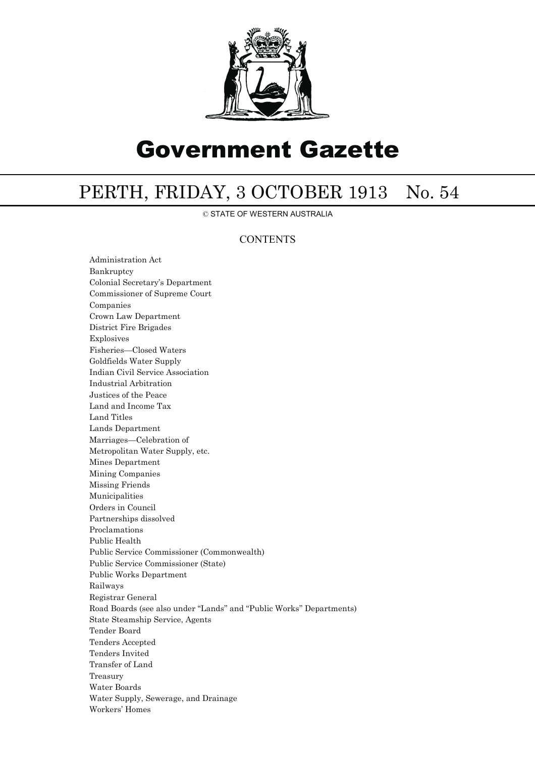# Government Gazette

## PERTH, FRIDAY, 3 OCTOBER 1913 No. 54

© STATE OF WESTERN AUSTRALIA

### CONTENTS

Administration Act
Bankruptcy
Colonial Secretary's Department
Commissioner of Supreme Court
Companies
Crown Law Department
District Fire Brigades
Explosives
Fisheries—Closed Waters
Goldfields Water Supply
Indian Civil Service Association
Industrial Arbitration
Justices of the Peace
Land and Income Tax
Land Titles
Lands Department
Marriages—Celebration of
Metropolitan Water Supply, etc.
Mines Department
Mining Companies
Missing Friends
Municipalities
Orders in Council
Partnerships dissolved
Proclamations
Public Health
Public Service Commissioner (Commonwealth)
Public Service Commissioner (State)
Public Works Department
Railways
Registrar General
Road Boards (see also under "Lands" and "Public Works" Departments)
State Steamship Service, Agents
Tender Board
Tenders Accepted
Tenders Invited
Transfer of Land
Treasury
Water Boards
Water Supply, Sewerage, and Drainage
Workers' Homes